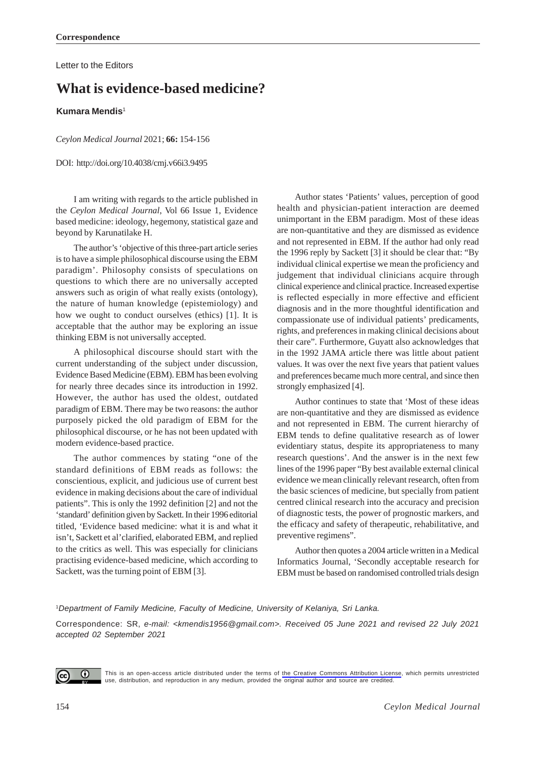**Correspondence**

Letter to the Editors

# What is evidence-based medicine?

**Kumara Mendis**[1]

*Ceylon Medical Journal* 2021; **66:** 154-156

DOI: http://doi.org/10.4038/cmj.v66i3.9495

I am writing with regards to the article published in the *Ceylon Medical Journal*, Vol 66 Issue 1, Evidence based medicine: ideology, hegemony, statistical gaze and beyond by Karunatilake H.

The author's 'objective of this three-part article series is to have a simple philosophical discourse using the EBM paradigm'. Philosophy consists of speculations on questions to which there are no universally accepted answers such as origin of what really exists (ontology), the nature of human knowledge (epistemiology) and how we ought to conduct ourselves (ethics) [1]. It is acceptable that the author may be exploring an issue thinking EBM is not universally accepted.

A philosophical discourse should start with the current understanding of the subject under discussion, Evidence Based Medicine (EBM). EBM has been evolving for nearly three decades since its introduction in 1992. However, the author has used the oldest, outdated paradigm of EBM. There may be two reasons: the author purposely picked the old paradigm of EBM for the philosophical discourse, or he has not been updated with modern evidence-based practice.

The author commences by stating "one of the standard definitions of EBM reads as follows: the conscientious, explicit, and judicious use of current best evidence in making decisions about the care of individual patients". This is only the 1992 definition [2] and not the 'standard' definition given by Sackett. In their 1996 editorial titled, 'Evidence based medicine: what it is and what it isn't, Sackett et al'clarified, elaborated EBM, and replied to the critics as well. This was especially for clinicians practising evidence-based medicine, which according to Sackett, was the turning point of EBM [3].

Author states 'Patients' values, perception of good health and physician-patient interaction are deemed unimportant in the EBM paradigm. Most of these ideas are non-quantitative and they are dismissed as evidence and not represented in EBM. If the author had only read the 1996 reply by Sackett [3] it should be clear that: "By individual clinical expertise we mean the proficiency and judgement that individual clinicians acquire through clinical experience and clinical practice. Increased expertise is reflected especially in more effective and efficient diagnosis and in the more thoughtful identification and compassionate use of individual patients' predicaments, rights, and preferences in making clinical decisions about their care". Furthermore, Guyatt also acknowledges that in the 1992 JAMA article there was little about patient values. It was over the next five years that patient values and preferences became much more central, and since then strongly emphasized [4].

Author continues to state that 'Most of these ideas are non-quantitative and they are dismissed as evidence and not represented in EBM. The current hierarchy of EBM tends to define qualitative research as of lower evidentiary status, despite its appropriateness to many research questions'. And the answer is in the next few lines of the 1996 paper "By best available external clinical evidence we mean clinically relevant research, often from the basic sciences of medicine, but specially from patient centred clinical research into the accuracy and precision of diagnostic tests, the power of prognostic markers, and the efficacy and safety of therapeutic, rehabilitative, and preventive regimens".

Author then quotes a 2004 article written in a Medical Informatics Journal, 'Secondly acceptable research for EBM must be based on randomised controlled trials design

[1]*Department of Family Medicine, Faculty of Medicine, University of Kelaniya, Sri Lanka.*

Correspondence: SR, *e-mail: <kmendis1956@gmail.com>. Received 05 June 2021 and revised 22 July 2021 accepted 02 September 2021*

This is an open-access article distributed under the terms of the Creative Commons Attribution License, which permits unrestricted use, distribution, and reproduction in any medium, provided the original author and source are credited.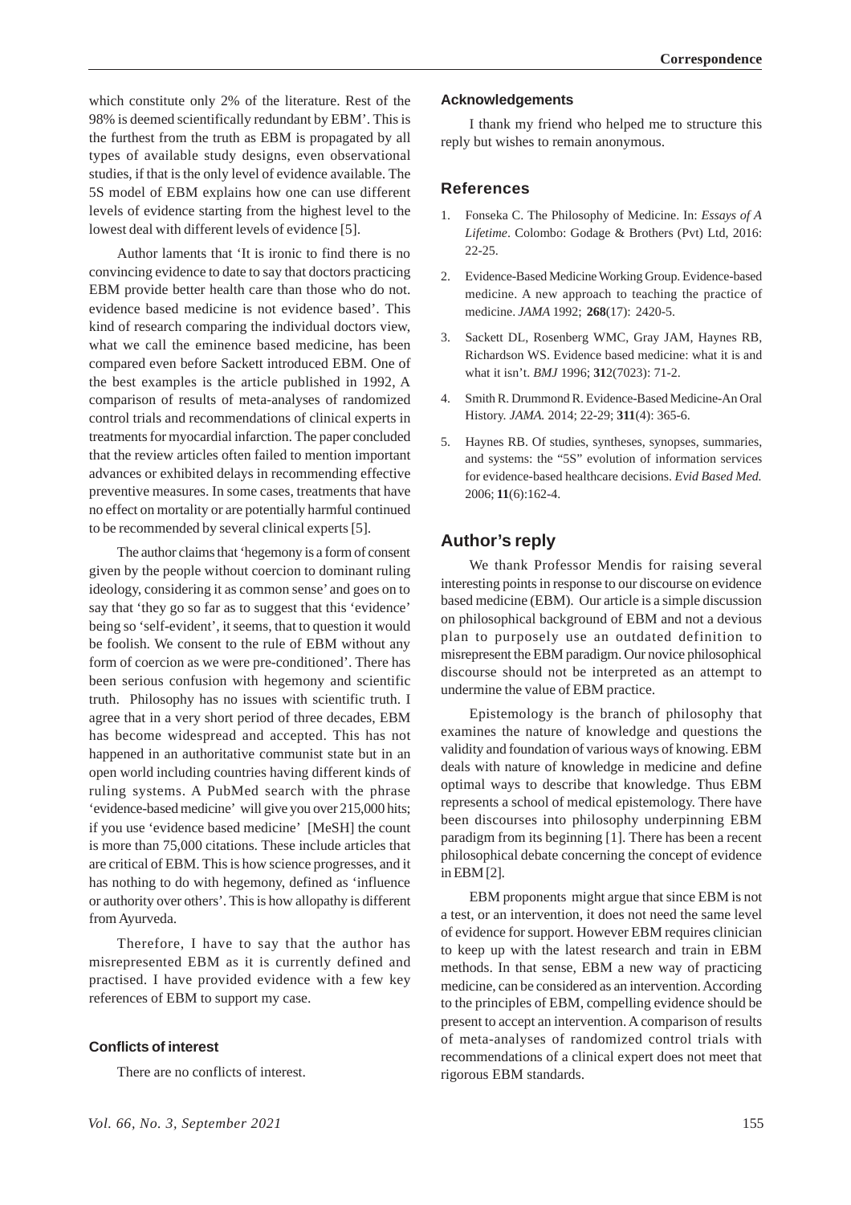which constitute only 2% of the literature. Rest of the 98% is deemed scientifically redundant by EBM'. This is the furthest from the truth as EBM is propagated by all types of available study designs, even observational studies, if that is the only level of evidence available. The 5S model of EBM explains how one can use different levels of evidence starting from the highest level to the lowest deal with different levels of evidence [5].

Author laments that 'It is ironic to find there is no convincing evidence to date to say that doctors practicing EBM provide better health care than those who do not. evidence based medicine is not evidence based'. This kind of research comparing the individual doctors view, what we call the eminence based medicine, has been compared even before Sackett introduced EBM. One of the best examples is the article published in 1992, A comparison of results of meta-analyses of randomized control trials and recommendations of clinical experts in treatments for myocardial infarction. The paper concluded that the review articles often failed to mention important advances or exhibited delays in recommending effective preventive measures. In some cases, treatments that have no effect on mortality or are potentially harmful continued to be recommended by several clinical experts [5].

The author claims that 'hegemony is a form of consent given by the people without coercion to dominant ruling ideology, considering it as common sense' and goes on to say that 'they go so far as to suggest that this 'evidence' being so 'self-evident', it seems, that to question it would be foolish. We consent to the rule of EBM without any form of coercion as we were pre-conditioned'. There has been serious confusion with hegemony and scientific truth. Philosophy has no issues with scientific truth. I agree that in a very short period of three decades, EBM has become widespread and accepted. This has not happened in an authoritative communist state but in an open world including countries having different kinds of ruling systems. A PubMed search with the phrase 'evidence-based medicine' will give you over 215,000 hits; if you use 'evidence based medicine' [MeSH] the count is more than 75,000 citations. These include articles that are critical of EBM. This is how science progresses, and it has nothing to do with hegemony, defined as 'influence or authority over others'. This is how allopathy is different from Ayurveda.

Therefore, I have to say that the author has misrepresented EBM as it is currently defined and practised. I have provided evidence with a few key references of EBM to support my case.

#### Conflicts of interest

There are no conflicts of interest.

#### Acknowledgements

I thank my friend who helped me to structure this reply but wishes to remain anonymous.

### References

1. Fonseka C. The Philosophy of Medicine. In: *Essays of A Lifetime*. Colombo: Godage & Brothers (Pvt) Ltd, 2016: 22-25.
2. Evidence-Based Medicine Working Group. Evidence-based medicine. A new approach to teaching the practice of medicine. *JAMA* 1992; **268**(17): 2420-5.
3. Sackett DL, Rosenberg WMC, Gray JAM, Haynes RB, Richardson WS. Evidence based medicine: what it is and what it isn't. *BMJ* 1996; **31**2(7023): 71-2.
4. Smith R. Drummond R. Evidence-Based Medicine-An Oral History. *JAMA.* 2014; 22-29; **311**(4): 365-6.
5. Haynes RB. Of studies, syntheses, synopses, summaries, and systems: the "5S" evolution of information services for evidence-based healthcare decisions. *Evid Based Med.* 2006; **11**(6):162-4.

## Author's reply

We thank Professor Mendis for raising several interesting points in response to our discourse on evidence based medicine (EBM). Our article is a simple discussion on philosophical background of EBM and not a devious plan to purposely use an outdated definition to misrepresent the EBM paradigm. Our novice philosophical discourse should not be interpreted as an attempt to undermine the value of EBM practice.

Epistemology is the branch of philosophy that examines the nature of knowledge and questions the validity and foundation of various ways of knowing. EBM deals with nature of knowledge in medicine and define optimal ways to describe that knowledge. Thus EBM represents a school of medical epistemology. There have been discourses into philosophy underpinning EBM paradigm from its beginning [1]. There has been a recent philosophical debate concerning the concept of evidence in EBM [2].

EBM proponents might argue that since EBM is not a test, or an intervention, it does not need the same level of evidence for support. However EBM requires clinician to keep up with the latest research and train in EBM methods. In that sense, EBM a new way of practicing medicine, can be considered as an intervention. According to the principles of EBM, compelling evidence should be present to accept an intervention. A comparison of results of meta-analyses of randomized control trials with recommendations of a clinical expert does not meet that rigorous EBM standards.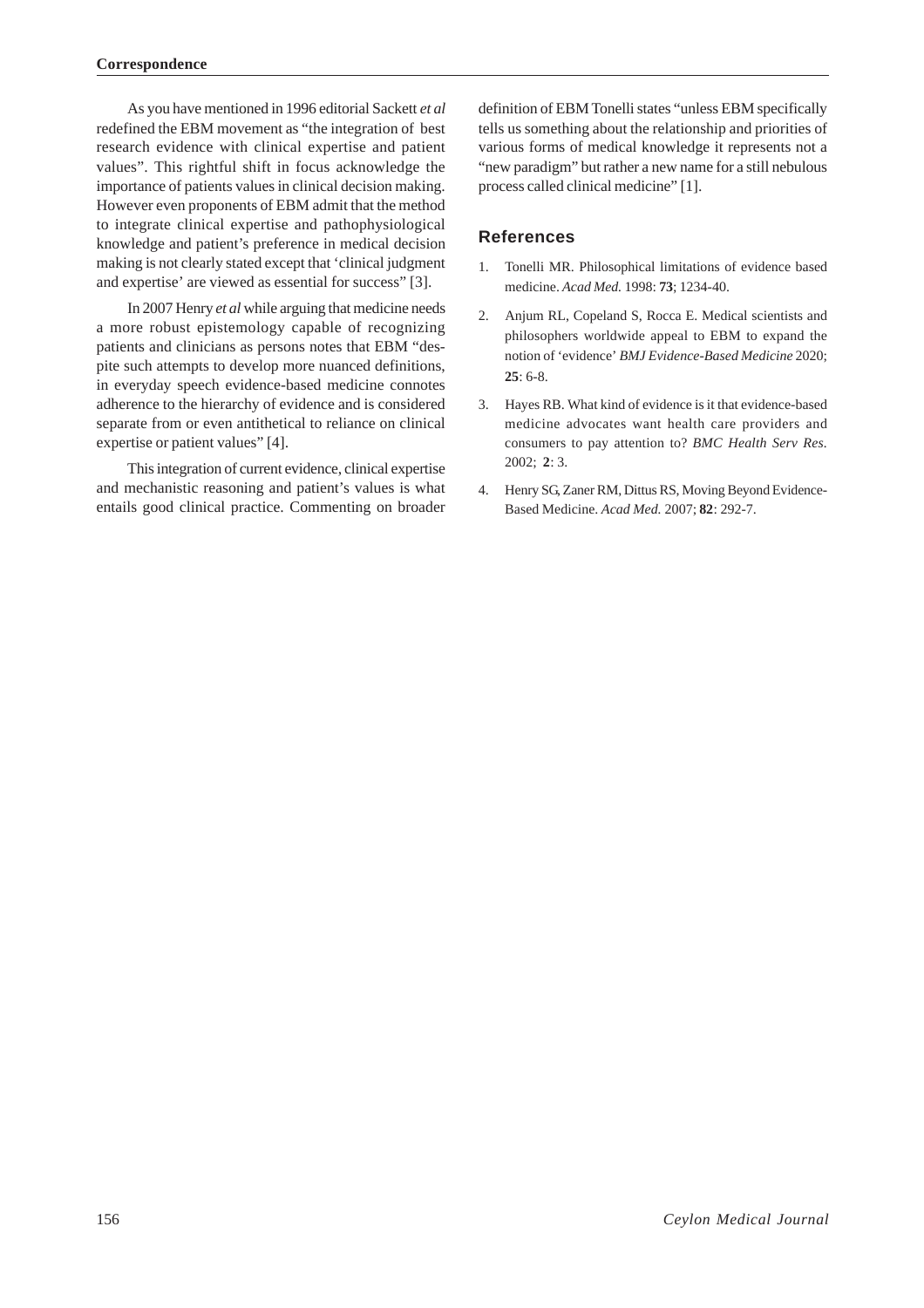As you have mentioned in 1996 editorial Sackett *et al* redefined the EBM movement as "the integration of best research evidence with clinical expertise and patient values". This rightful shift in focus acknowledge the importance of patients values in clinical decision making. However even proponents of EBM admit that the method to integrate clinical expertise and pathophysiological knowledge and patient's preference in medical decision making is not clearly stated except that 'clinical judgment and expertise' are viewed as essential for success" [3].

In 2007 Henry *et al* while arguing that medicine needs a more robust epistemology capable of recognizing patients and clinicians as persons notes that EBM "despite such attempts to develop more nuanced definitions, in everyday speech evidence-based medicine connotes adherence to the hierarchy of evidence and is considered separate from or even antithetical to reliance on clinical expertise or patient values" [4].

This integration of current evidence, clinical expertise and mechanistic reasoning and patient's values is what entails good clinical practice. Commenting on broader definition of EBM Tonelli states "unless EBM specifically tells us something about the relationship and priorities of various forms of medical knowledge it represents not a "new paradigm" but rather a new name for a still nebulous process called clinical medicine" [1].

## References

1. Tonelli MR. Philosophical limitations of evidence based medicine. *Acad Med.* 1998: **73**; 1234-40.
2. Anjum RL, Copeland S, Rocca E. Medical scientists and philosophers worldwide appeal to EBM to expand the notion of 'evidence' *BMJ Evidence-Based Medicine* 2020; **25**: 6-8.
3. Hayes RB. What kind of evidence is it that evidence-based medicine advocates want health care providers and consumers to pay attention to? *BMC Health Serv Res.* 2002; **2**: 3.
4. Henry SG, Zaner RM, Dittus RS, Moving Beyond Evidence-Based Medicine. *Acad Med.* 2007; **82**: 292-7.